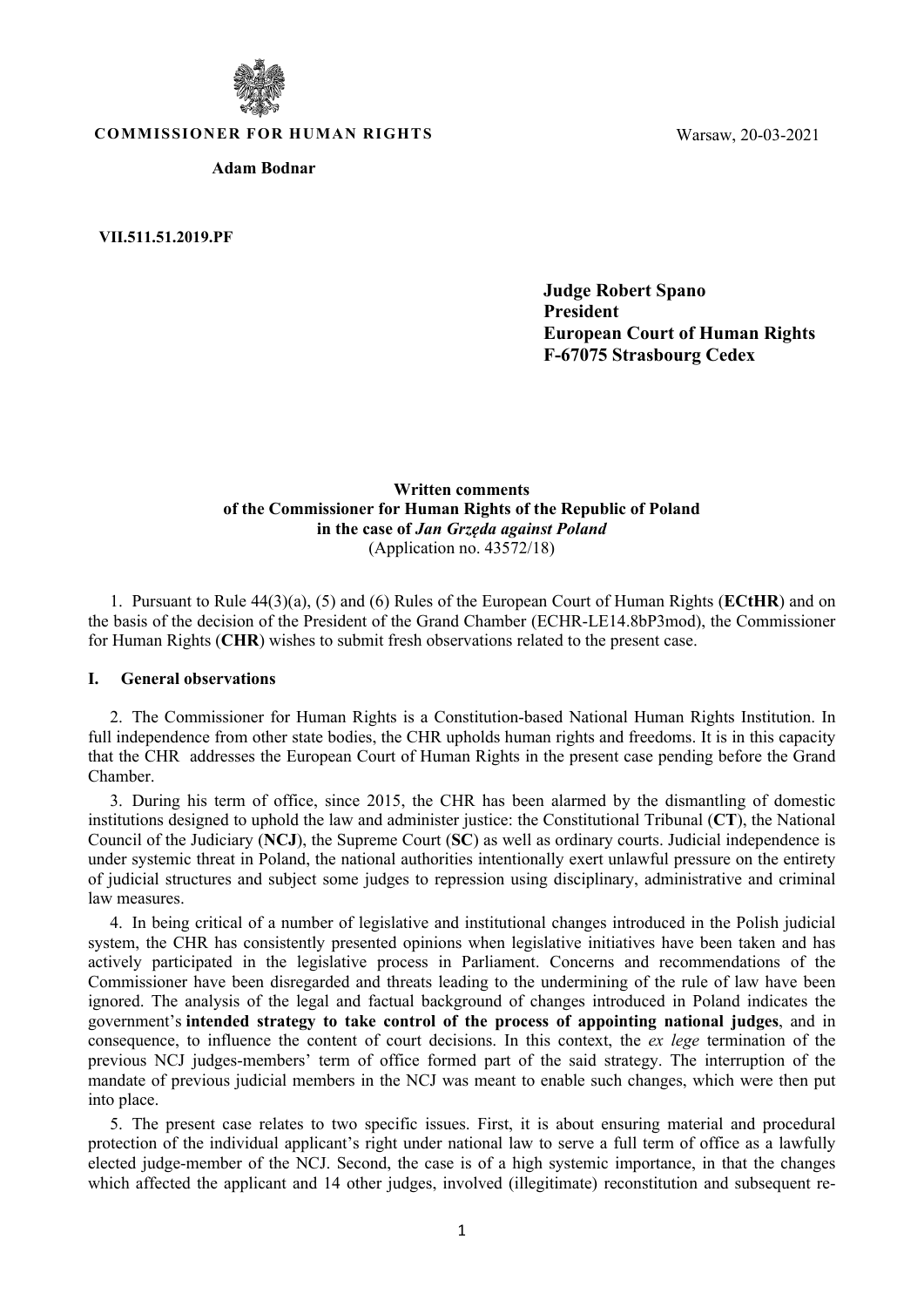**COMMISSIONER FOR HUMAN RIGHTS**

**Adam Bodnar**

Warsaw, 20-03-2021

**VII.511.51.2019.PF**

**Judge Robert Spano**
**President**
**European Court of Human Rights**
**F-67075 Strasbourg Cedex**

**Written comments**
**of the Commissioner for Human Rights of the Republic of Poland**
**in the case of *Jan Grzęda against Poland***
(Application no. 43572/18)

1. Pursuant to Rule 44(3)(a), (5) and (6) Rules of the European Court of Human Rights (**ECtHR**) and on the basis of the decision of the President of the Grand Chamber (ECHR-LE14.8bP3mod), the Commissioner for Human Rights (**CHR**) wishes to submit fresh observations related to the present case.

## I. General observations

2. The Commissioner for Human Rights is a Constitution-based National Human Rights Institution. In full independence from other state bodies, the CHR upholds human rights and freedoms. It is in this capacity that the CHR addresses the European Court of Human Rights in the present case pending before the Grand Chamber.

3. During his term of office, since 2015, the CHR has been alarmed by the dismantling of domestic institutions designed to uphold the law and administer justice: the Constitutional Tribunal (**CT**), the National Council of the Judiciary (**NCJ**), the Supreme Court (**SC**) as well as ordinary courts. Judicial independence is under systemic threat in Poland, the national authorities intentionally exert unlawful pressure on the entirety of judicial structures and subject some judges to repression using disciplinary, administrative and criminal law measures.

4. In being critical of a number of legislative and institutional changes introduced in the Polish judicial system, the CHR has consistently presented opinions when legislative initiatives have been taken and has actively participated in the legislative process in Parliament. Concerns and recommendations of the Commissioner have been disregarded and threats leading to the undermining of the rule of law have been ignored. The analysis of the legal and factual background of changes introduced in Poland indicates the government's **intended strategy to take control of the process of appointing national judges**, and in consequence, to influence the content of court decisions. In this context, the *ex lege* termination of the previous NCJ judges-members' term of office formed part of the said strategy. The interruption of the mandate of previous judicial members in the NCJ was meant to enable such changes, which were then put into place.

5. The present case relates to two specific issues. First, it is about ensuring material and procedural protection of the individual applicant's right under national law to serve a full term of office as a lawfully elected judge-member of the NCJ. Second, the case is of a high systemic importance, in that the changes which affected the applicant and 14 other judges, involved (illegitimate) reconstitution and subsequent re-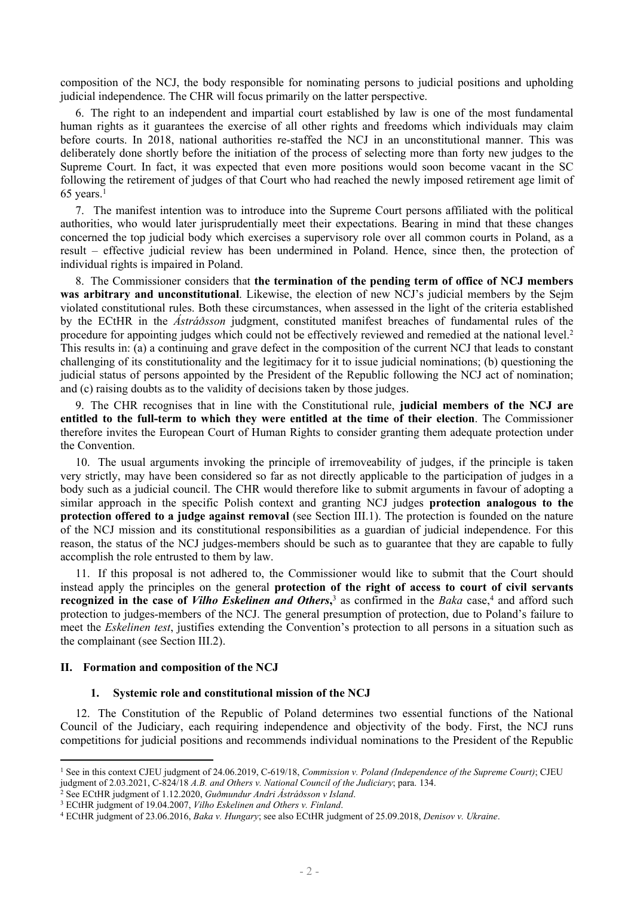composition of the NCJ, the body responsible for nominating persons to judicial positions and upholding judicial independence. The CHR will focus primarily on the latter perspective.

6. The right to an independent and impartial court established by law is one of the most fundamental human rights as it guarantees the exercise of all other rights and freedoms which individuals may claim before courts. In 2018, national authorities re-staffed the NCJ in an unconstitutional manner. This was deliberately done shortly before the initiation of the process of selecting more than forty new judges to the Supreme Court. In fact, it was expected that even more positions would soon become vacant in the SC following the retirement of judges of that Court who had reached the newly imposed retirement age limit of 65 years.[1]

7. The manifest intention was to introduce into the Supreme Court persons affiliated with the political authorities, who would later jurisprudentially meet their expectations. Bearing in mind that these changes concerned the top judicial body which exercises a supervisory role over all common courts in Poland, as a result – effective judicial review has been undermined in Poland. Hence, since then, the protection of individual rights is impaired in Poland.

8. The Commissioner considers that **the termination of the pending term of office of NCJ members was arbitrary and unconstitutional**. Likewise, the election of new NCJ's judicial members by the Sejm violated constitutional rules. Both these circumstances, when assessed in the light of the criteria established by the ECtHR in the *Ástráðsson* judgment, constituted manifest breaches of fundamental rules of the procedure for appointing judges which could not be effectively reviewed and remedied at the national level.[2] This results in: (a) a continuing and grave defect in the composition of the current NCJ that leads to constant challenging of its constitutionality and the legitimacy for it to issue judicial nominations; (b) questioning the judicial status of persons appointed by the President of the Republic following the NCJ act of nomination; and (c) raising doubts as to the validity of decisions taken by those judges.

9. The CHR recognises that in line with the Constitutional rule, **judicial members of the NCJ are entitled to the full-term to which they were entitled at the time of their election**. The Commissioner therefore invites the European Court of Human Rights to consider granting them adequate protection under the Convention.

10. The usual arguments invoking the principle of irremoveability of judges, if the principle is taken very strictly, may have been considered so far as not directly applicable to the participation of judges in a body such as a judicial council. The CHR would therefore like to submit arguments in favour of adopting a similar approach in the specific Polish context and granting NCJ judges **protection analogous to the protection offered to a judge against removal** (see Section III.1). The protection is founded on the nature of the NCJ mission and its constitutional responsibilities as a guardian of judicial independence. For this reason, the status of the NCJ judges-members should be such as to guarantee that they are capable to fully accomplish the role entrusted to them by law.

11. If this proposal is not adhered to, the Commissioner would like to submit that the Court should instead apply the principles on the general **protection of the right of access to court of civil servants recognized in the case of *Vilho Eskelinen and Others***,[3] as confirmed in the *Baka* case,[4] and afford such protection to judges-members of the NCJ. The general presumption of protection, due to Poland's failure to meet the *Eskelinen test*, justifies extending the Convention's protection to all persons in a situation such as the complainant (see Section III.2).

## II. Formation and composition of the NCJ

### 1. Systemic role and constitutional mission of the NCJ

12. The Constitution of the Republic of Poland determines two essential functions of the National Council of the Judiciary, each requiring independence and objectivity of the body. First, the NCJ runs competitions for judicial positions and recommends individual nominations to the President of the Republic

---

[1] See in this context CJEU judgment of 24.06.2019, C-619/18, *Commission v. Poland (Independence of the Supreme Court)*; CJEU judgment of 2.03.2021, C-824/18 *A.B. and Others v. National Council of the Judiciary*; para. 134.

[2] See ECtHR judgment of 1.12.2020, *Guðmundur Andri Ástráðsson v Island*.

[3] ECtHR judgment of 19.04.2007, *Vilho Eskelinen and Others v. Finland*.

[4] ECtHR judgment of 23.06.2016, *Baka v. Hungary*; see also ECtHR judgment of 25.09.2018, *Denisov v. Ukraine*.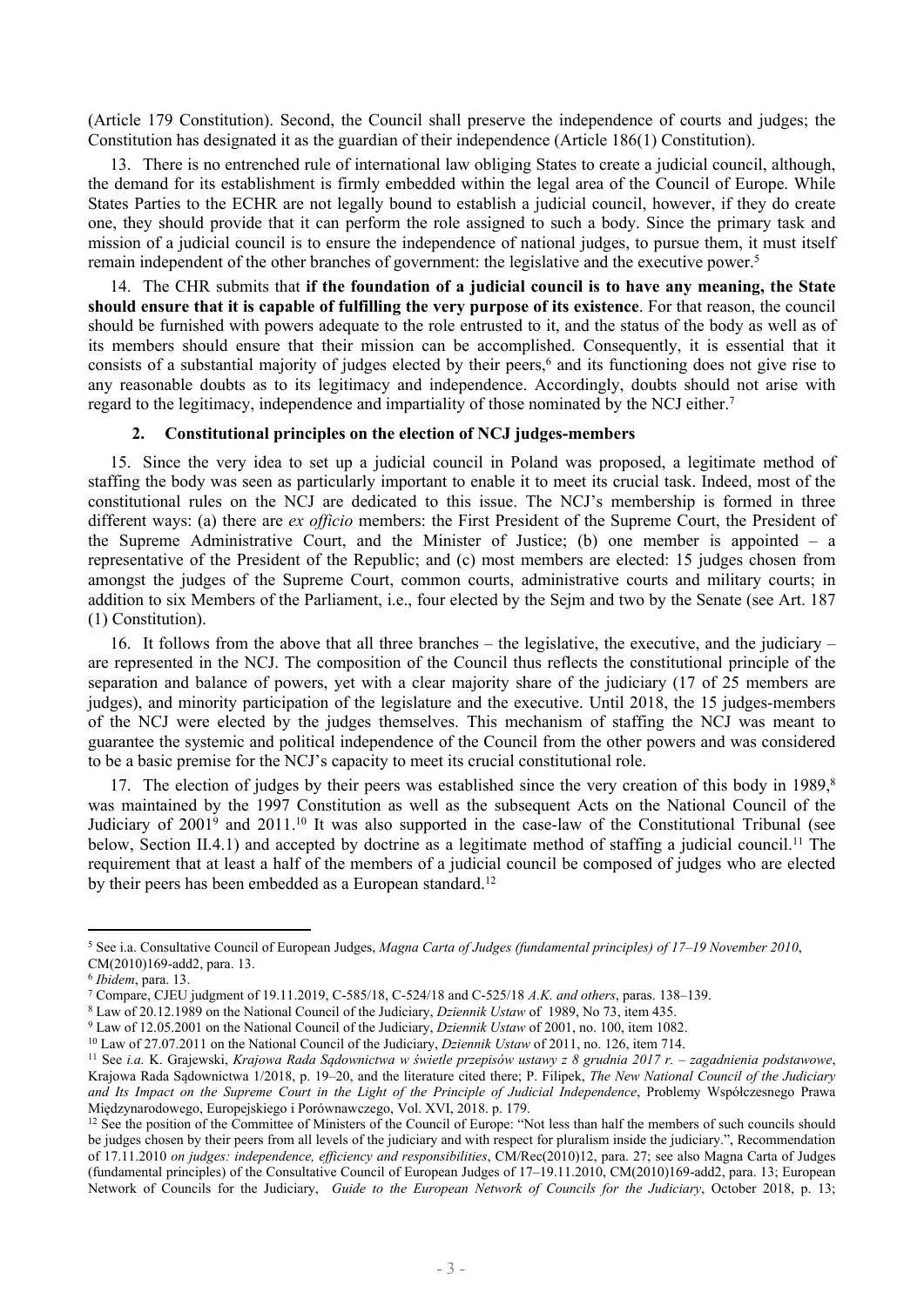(Article 179 Constitution). Second, the Council shall preserve the independence of courts and judges; the Constitution has designated it as the guardian of their independence (Article 186(1) Constitution).

13. There is no entrenched rule of international law obliging States to create a judicial council, although, the demand for its establishment is firmly embedded within the legal area of the Council of Europe. While States Parties to the ECHR are not legally bound to establish a judicial council, however, if they do create one, they should provide that it can perform the role assigned to such a body. Since the primary task and mission of a judicial council is to ensure the independence of national judges, to pursue them, it must itself remain independent of the other branches of government: the legislative and the executive power.[5]

14. The CHR submits that **if the foundation of a judicial council is to have any meaning, the State should ensure that it is capable of fulfilling the very purpose of its existence**. For that reason, the council should be furnished with powers adequate to the role entrusted to it, and the status of the body as well as of its members should ensure that their mission can be accomplished. Consequently, it is essential that it consists of a substantial majority of judges elected by their peers,[6] and its functioning does not give rise to any reasonable doubts as to its legitimacy and independence. Accordingly, doubts should not arise with regard to the legitimacy, independence and impartiality of those nominated by the NCJ either.[7]

### 2. Constitutional principles on the election of NCJ judges-members

15. Since the very idea to set up a judicial council in Poland was proposed, a legitimate method of staffing the body was seen as particularly important to enable it to meet its crucial task. Indeed, most of the constitutional rules on the NCJ are dedicated to this issue. The NCJ's membership is formed in three different ways: (a) there are *ex officio* members: the First President of the Supreme Court, the President of the Supreme Administrative Court, and the Minister of Justice; (b) one member is appointed – a representative of the President of the Republic; and (c) most members are elected: 15 judges chosen from amongst the judges of the Supreme Court, common courts, administrative courts and military courts; in addition to six Members of the Parliament, i.e., four elected by the Sejm and two by the Senate (see Art. 187 (1) Constitution).

16. It follows from the above that all three branches – the legislative, the executive, and the judiciary – are represented in the NCJ. The composition of the Council thus reflects the constitutional principle of the separation and balance of powers, yet with a clear majority share of the judiciary (17 of 25 members are judges), and minority participation of the legislature and the executive. Until 2018, the 15 judges-members of the NCJ were elected by the judges themselves. This mechanism of staffing the NCJ was meant to guarantee the systemic and political independence of the Council from the other powers and was considered to be a basic premise for the NCJ's capacity to meet its crucial constitutional role.

17. The election of judges by their peers was established since the very creation of this body in 1989,[8] was maintained by the 1997 Constitution as well as the subsequent Acts on the National Council of the Judiciary of 2001[9] and 2011.[10] It was also supported in the case-law of the Constitutional Tribunal (see below, Section II.4.1) and accepted by doctrine as a legitimate method of staffing a judicial council.[11] The requirement that at least a half of the members of a judicial council be composed of judges who are elected by their peers has been embedded as a European standard.[12]

---

[5] See i.a. Consultative Council of European Judges, *Magna Carta of Judges (fundamental principles) of 17–19 November 2010*, CM(2010)169-add2, para. 13.

[6] *Ibidem*, para. 13.

[7] Compare, CJEU judgment of 19.11.2019, C-585/18, C-524/18 and C-525/18 *A.K. and others*, paras. 138–139.

[8] Law of 20.12.1989 on the National Council of the Judiciary, *Dziennik Ustaw* of 1989, No 73, item 435.

[9] Law of 12.05.2001 on the National Council of the Judiciary, *Dziennik Ustaw* of 2001, no. 100, item 1082.

[10] Law of 27.07.2011 on the National Council of the Judiciary, *Dziennik Ustaw* of 2011, no. 126, item 714.

[11] See *i.a.* K. Grajewski, *Krajowa Rada Sądownictwa w świetle przepisów ustawy z 8 grudnia 2017 r. – zagadnienia podstawowe*, Krajowa Rada Sądownictwa 1/2018, p. 19–20, and the literature cited there; P. Filipek, *The New National Council of the Judiciary and Its Impact on the Supreme Court in the Light of the Principle of Judicial Independence*, Problemy Współczesnego Prawa Międzynarodowego, Europejskiego i Porównawczego, Vol. XVI, 2018. p. 179.

[12] See the position of the Committee of Ministers of the Council of Europe: "Not less than half the members of such councils should be judges chosen by their peers from all levels of the judiciary and with respect for pluralism inside the judiciary.", Recommendation of 17.11.2010 *on judges: independence, efficiency and responsibilities*, CM/Rec(2010)12, para. 27; see also Magna Carta of Judges (fundamental principles) of the Consultative Council of European Judges of 17–19.11.2010, CM(2010)169-add2, para. 13; European Network of Councils for the Judiciary, *Guide to the European Network of Councils for the Judiciary*, October 2018, p. 13;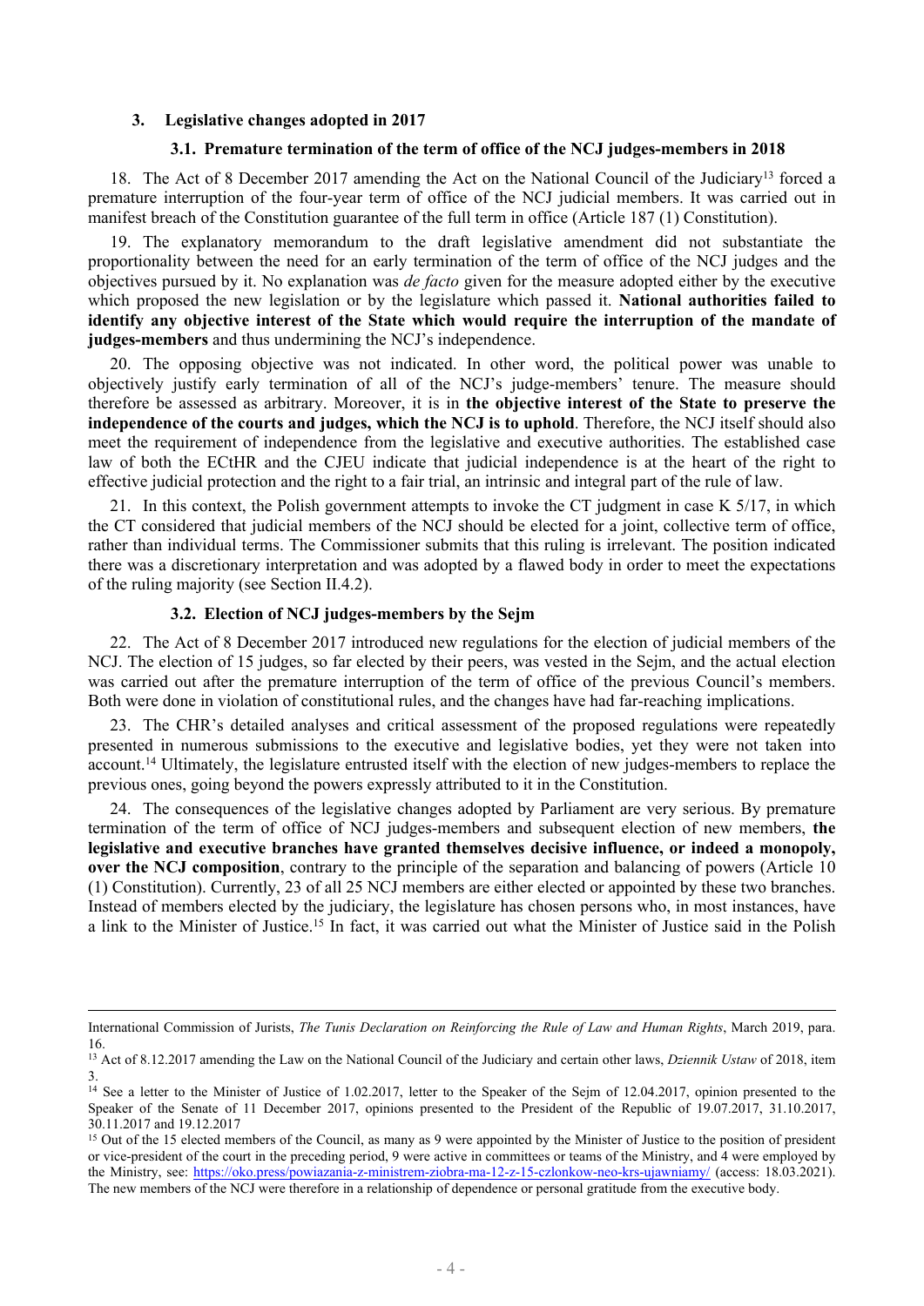### 3. Legislative changes adopted in 2017

#### 3.1. Premature termination of the term of office of the NCJ judges-members in 2018

18. The Act of 8 December 2017 amending the Act on the National Council of the Judiciary[13] forced a premature interruption of the four-year term of office of the NCJ judicial members. It was carried out in manifest breach of the Constitution guarantee of the full term in office (Article 187 (1) Constitution).

19. The explanatory memorandum to the draft legislative amendment did not substantiate the proportionality between the need for an early termination of the term of office of the NCJ judges and the objectives pursued by it. No explanation was *de facto* given for the measure adopted either by the executive which proposed the new legislation or by the legislature which passed it. **National authorities failed to identify any objective interest of the State which would require the interruption of the mandate of judges-members** and thus undermining the NCJ's independence.

20. The opposing objective was not indicated. In other word, the political power was unable to objectively justify early termination of all of the NCJ's judge-members' tenure. The measure should therefore be assessed as arbitrary. Moreover, it is in **the objective interest of the State to preserve the independence of the courts and judges, which the NCJ is to uphold**. Therefore, the NCJ itself should also meet the requirement of independence from the legislative and executive authorities. The established case law of both the ECtHR and the CJEU indicate that judicial independence is at the heart of the right to effective judicial protection and the right to a fair trial, an intrinsic and integral part of the rule of law.

21. In this context, the Polish government attempts to invoke the CT judgment in case K 5/17, in which the CT considered that judicial members of the NCJ should be elected for a joint, collective term of office, rather than individual terms. The Commissioner submits that this ruling is irrelevant. The position indicated there was a discretionary interpretation and was adopted by a flawed body in order to meet the expectations of the ruling majority (see Section II.4.2).

#### 3.2. Election of NCJ judges-members by the Sejm

22. The Act of 8 December 2017 introduced new regulations for the election of judicial members of the NCJ. The election of 15 judges, so far elected by their peers, was vested in the Sejm, and the actual election was carried out after the premature interruption of the term of office of the previous Council's members. Both were done in violation of constitutional rules, and the changes have had far-reaching implications.

23. The CHR's detailed analyses and critical assessment of the proposed regulations were repeatedly presented in numerous submissions to the executive and legislative bodies, yet they were not taken into account.[14] Ultimately, the legislature entrusted itself with the election of new judges-members to replace the previous ones, going beyond the powers expressly attributed to it in the Constitution.

24. The consequences of the legislative changes adopted by Parliament are very serious. By premature termination of the term of office of NCJ judges-members and subsequent election of new members, **the legislative and executive branches have granted themselves decisive influence, or indeed a monopoly, over the NCJ composition**, contrary to the principle of the separation and balancing of powers (Article 10 (1) Constitution). Currently, 23 of all 25 NCJ members are either elected or appointed by these two branches. Instead of members elected by the judiciary, the legislature has chosen persons who, in most instances, have a link to the Minister of Justice.[15] In fact, it was carried out what the Minister of Justice said in the Polish

---

International Commission of Jurists, *The Tunis Declaration on Reinforcing the Rule of Law and Human Rights*, March 2019, para. 16.

[13] Act of 8.12.2017 amending the Law on the National Council of the Judiciary and certain other laws, *Dziennik Ustaw* of 2018, item 3.

[14] See a letter to the Minister of Justice of 1.02.2017, letter to the Speaker of the Sejm of 12.04.2017, opinion presented to the Speaker of the Senate of 11 December 2017, opinions presented to the President of the Republic of 19.07.2017, 31.10.2017, 30.11.2017 and 19.12.2017

[15] Out of the 15 elected members of the Council, as many as 9 were appointed by the Minister of Justice to the position of president or vice-president of the court in the preceding period, 9 were active in committees or teams of the Ministry, and 4 were employed by the Ministry, see: https://oko.press/powiazania-z-ministrem-ziobra-ma-12-z-15-czlonkow-neo-krs-ujawniamy/ (access: 18.03.2021). The new members of the NCJ were therefore in a relationship of dependence or personal gratitude from the executive body.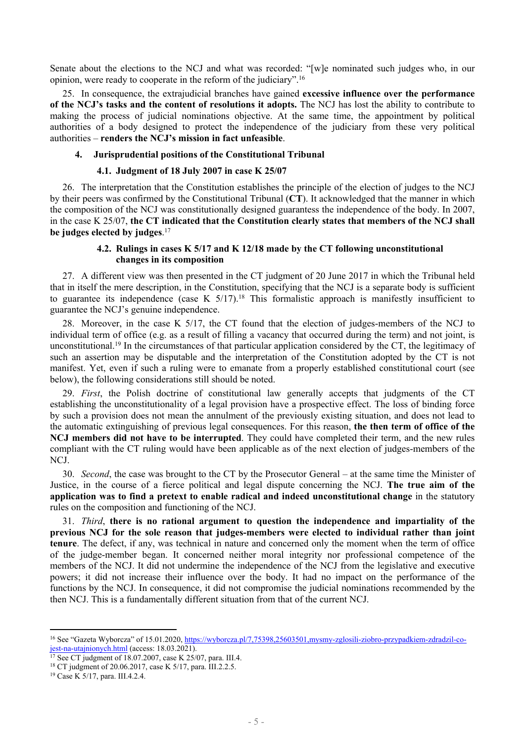Senate about the elections to the NCJ and what was recorded: "[w]e nominated such judges who, in our opinion, were ready to cooperate in the reform of the judiciary".[16]

25. In consequence, the extrajudicial branches have gained **excessive influence over the performance of the NCJ's tasks and the content of resolutions it adopts.** The NCJ has lost the ability to contribute to making the process of judicial nominations objective. At the same time, the appointment by political authorities of a body designed to protect the independence of the judiciary from these very political authorities – **renders the NCJ's mission in fact unfeasible**.

### 4. Jurisprudential positions of the Constitutional Tribunal

#### 4.1. Judgment of 18 July 2007 in case K 25/07

26. The interpretation that the Constitution establishes the principle of the election of judges to the NCJ by their peers was confirmed by the Constitutional Tribunal (**CT**). It acknowledged that the manner in which the composition of the NCJ was constitutionally designed guarantees the independence of the body. In 2007, in the case K 25/07, **the CT indicated that the Constitution clearly states that members of the NCJ shall be judges elected by judges**.[17]

#### 4.2. Rulings in cases K 5/17 and K 12/18 made by the CT following unconstitutional changes in its composition

27. A different view was then presented in the CT judgment of 20 June 2017 in which the Tribunal held that in itself the mere description, in the Constitution, specifying that the NCJ is a separate body is sufficient to guarantee its independence (case K 5/17).[18] This formalistic approach is manifestly insufficient to guarantee the NCJ's genuine independence.

28. Moreover, in the case K 5/17, the CT found that the election of judges-members of the NCJ to individual term of office (e.g. as a result of filling a vacancy that occurred during the term) and not joint, is unconstitutional.[19] In the circumstances of that particular application considered by the CT, the legitimacy of such an assertion may be disputable and the interpretation of the Constitution adopted by the CT is not manifest. Yet, even if such a ruling were to emanate from a properly established constitutional court (see below), the following considerations still should be noted.

29. *First*, the Polish doctrine of constitutional law generally accepts that judgments of the CT establishing the unconstitutionality of a legal provision have a prospective effect. The loss of binding force by such a provision does not mean the annulment of the previously existing situation, and does not lead to the automatic extinguishing of previous legal consequences. For this reason, **the then term of office of the NCJ members did not have to be interrupted**. They could have completed their term, and the new rules compliant with the CT ruling would have been applicable as of the next election of judges-members of the NCJ.

30. *Second*, the case was brought to the CT by the Prosecutor General – at the same time the Minister of Justice, in the course of a fierce political and legal dispute concerning the NCJ. **The true aim of the application was to find a pretext to enable radical and indeed unconstitutional change** in the statutory rules on the composition and functioning of the NCJ.

31. *Third*, **there is no rational argument to question the independence and impartiality of the previous NCJ for the sole reason that judges-members were elected to individual rather than joint tenure**. The defect, if any, was technical in nature and concerned only the moment when the term of office of the judge-member began. It concerned neither moral integrity nor professional competence of the members of the NCJ. It did not undermine the independence of the NCJ from the legislative and executive powers; it did not increase their influence over the body. It had no impact on the performance of the functions by the NCJ. In consequence, it did not compromise the judicial nominations recommended by the then NCJ. This is a fundamentally different situation from that of the current NCJ.

---

[16] See "Gazeta Wyborcza" of 15.01.2020, https://wyborcza.pl/7,75398,25603501,mysmy-zglosili-ziobro-przypadkiem-zdradzil-co-jest-na-utajnionych.html (access: 18.03.2021).

[17] See CT judgment of 18.07.2007, case K 25/07, para. III.4.

[18] CT judgment of 20.06.2017, case K 5/17, para. III.2.2.5.

[19] Case K 5/17, para. III.4.2.4.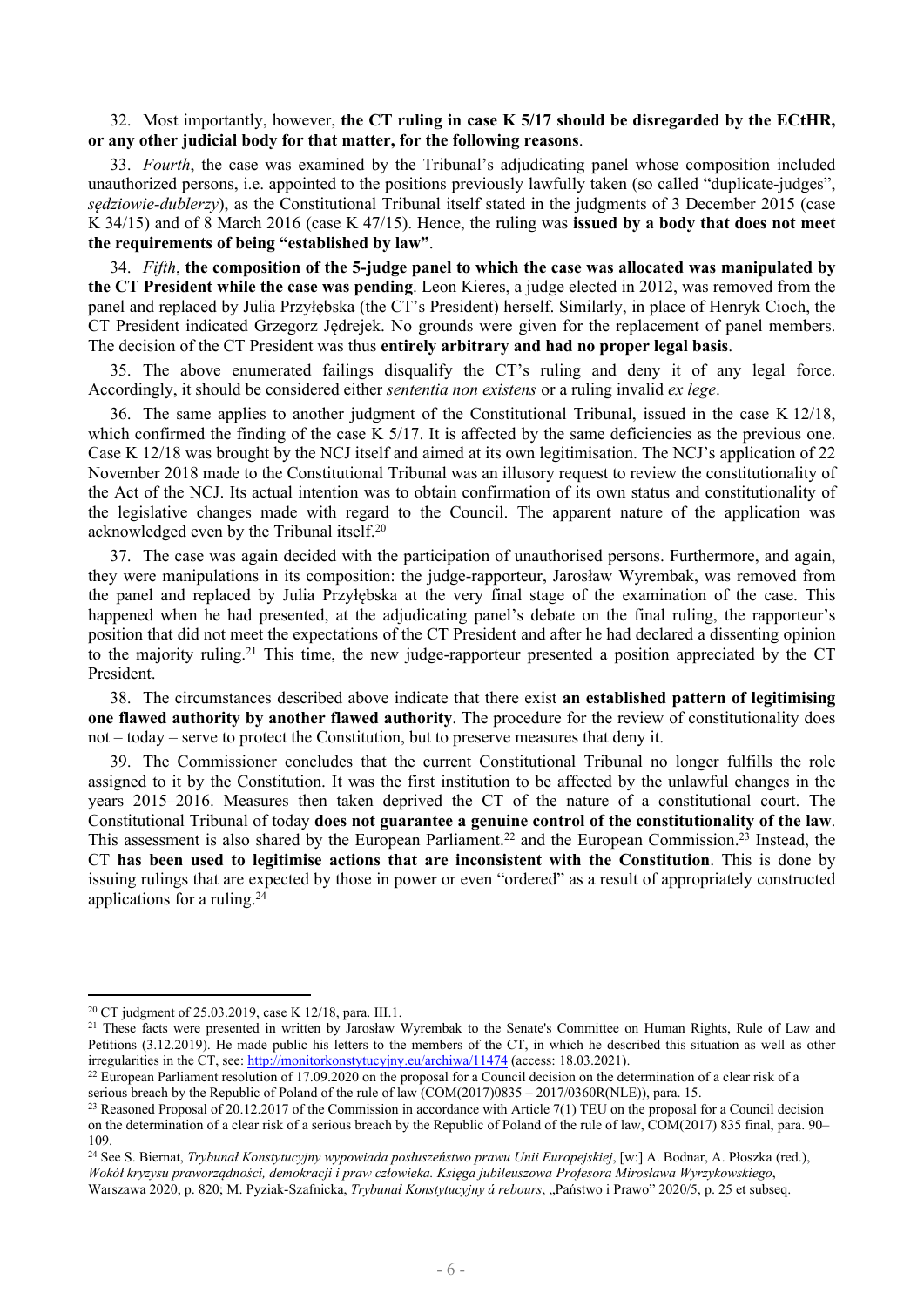32. Most importantly, however, **the CT ruling in case K 5/17 should be disregarded by the ECtHR, or any other judicial body for that matter, for the following reasons**.

33. *Fourth*, the case was examined by the Tribunal's adjudicating panel whose composition included unauthorized persons, i.e. appointed to the positions previously lawfully taken (so called "duplicate-judges", *sędziowie-dublerzy*), as the Constitutional Tribunal itself stated in the judgments of 3 December 2015 (case K 34/15) and of 8 March 2016 (case K 47/15). Hence, the ruling was **issued by a body that does not meet the requirements of being "established by law"**.

34. *Fifth*, **the composition of the 5-judge panel to which the case was allocated was manipulated by the CT President while the case was pending**. Leon Kieres, a judge elected in 2012, was removed from the panel and replaced by Julia Przyłębska (the CT's President) herself. Similarly, in place of Henryk Cioch, the CT President indicated Grzegorz Jędrejek. No grounds were given for the replacement of panel members. The decision of the CT President was thus **entirely arbitrary and had no proper legal basis**.

35. The above enumerated failings disqualify the CT's ruling and deny it of any legal force. Accordingly, it should be considered either *sententia non existens* or a ruling invalid *ex lege*.

36. The same applies to another judgment of the Constitutional Tribunal, issued in the case K 12/18, which confirmed the finding of the case K 5/17. It is affected by the same deficiencies as the previous one. Case K 12/18 was brought by the NCJ itself and aimed at its own legitimisation. The NCJ's application of 22 November 2018 made to the Constitutional Tribunal was an illusory request to review the constitutionality of the Act of the NCJ. Its actual intention was to obtain confirmation of its own status and constitutionality of the legislative changes made with regard to the Council. The apparent nature of the application was acknowledged even by the Tribunal itself.[20]

37. The case was again decided with the participation of unauthorised persons. Furthermore, and again, they were manipulations in its composition: the judge-rapporteur, Jarosław Wyrembak, was removed from the panel and replaced by Julia Przyłębska at the very final stage of the examination of the case. This happened when he had presented, at the adjudicating panel's debate on the final ruling, the rapporteur's position that did not meet the expectations of the CT President and after he had declared a dissenting opinion to the majority ruling.[21] This time, the new judge-rapporteur presented a position appreciated by the CT President.

38. The circumstances described above indicate that there exist **an established pattern of legitimising one flawed authority by another flawed authority**. The procedure for the review of constitutionality does not – today – serve to protect the Constitution, but to preserve measures that deny it.

39. The Commissioner concludes that the current Constitutional Tribunal no longer fulfills the role assigned to it by the Constitution. It was the first institution to be affected by the unlawful changes in the years 2015–2016. Measures then taken deprived the CT of the nature of a constitutional court. The Constitutional Tribunal of today **does not guarantee a genuine control of the constitutionality of the law**. This assessment is also shared by the European Parliament.[22] and the European Commission.[23] Instead, the CT **has been used to legitimise actions that are inconsistent with the Constitution**. This is done by issuing rulings that are expected by those in power or even "ordered" as a result of appropriately constructed applications for a ruling.[24]

---

[20] CT judgment of 25.03.2019, case K 12/18, para. III.1.

[21] These facts were presented in written by Jarosław Wyrembak to the Senate's Committee on Human Rights, Rule of Law and Petitions (3.12.2019). He made public his letters to the members of the CT, in which he described this situation as well as other irregularities in the CT, see: http://monitorkonstytucyjny.eu/archiwa/11474 (access: 18.03.2021).

[22] European Parliament resolution of 17.09.2020 on the proposal for a Council decision on the determination of a clear risk of a serious breach by the Republic of Poland of the rule of law (COM(2017)0835 – 2017/0360R(NLE)), para. 15.

[23] Reasoned Proposal of 20.12.2017 of the Commission in accordance with Article 7(1) TEU on the proposal for a Council decision on the determination of a clear risk of a serious breach by the Republic of Poland of the rule of law, COM(2017) 835 final, para. 90–109.

[24] See S. Biernat, *Trybunał Konstytucyjny wypowiada posłuszeństwo prawu Unii Europejskiej*, [w:] A. Bodnar, A. Płoszka (red.), *Wokół kryzysu praworządności, demokracji i praw człowieka. Księga jubileuszowa Profesora Mirosława Wyrzykowskiego*, Warszawa 2020, p. 820; M. Pyziak-Szafnicka, *Trybunał Konstytucyjny á rebours*, „Państwo i Prawo" 2020/5, p. 25 et subseq.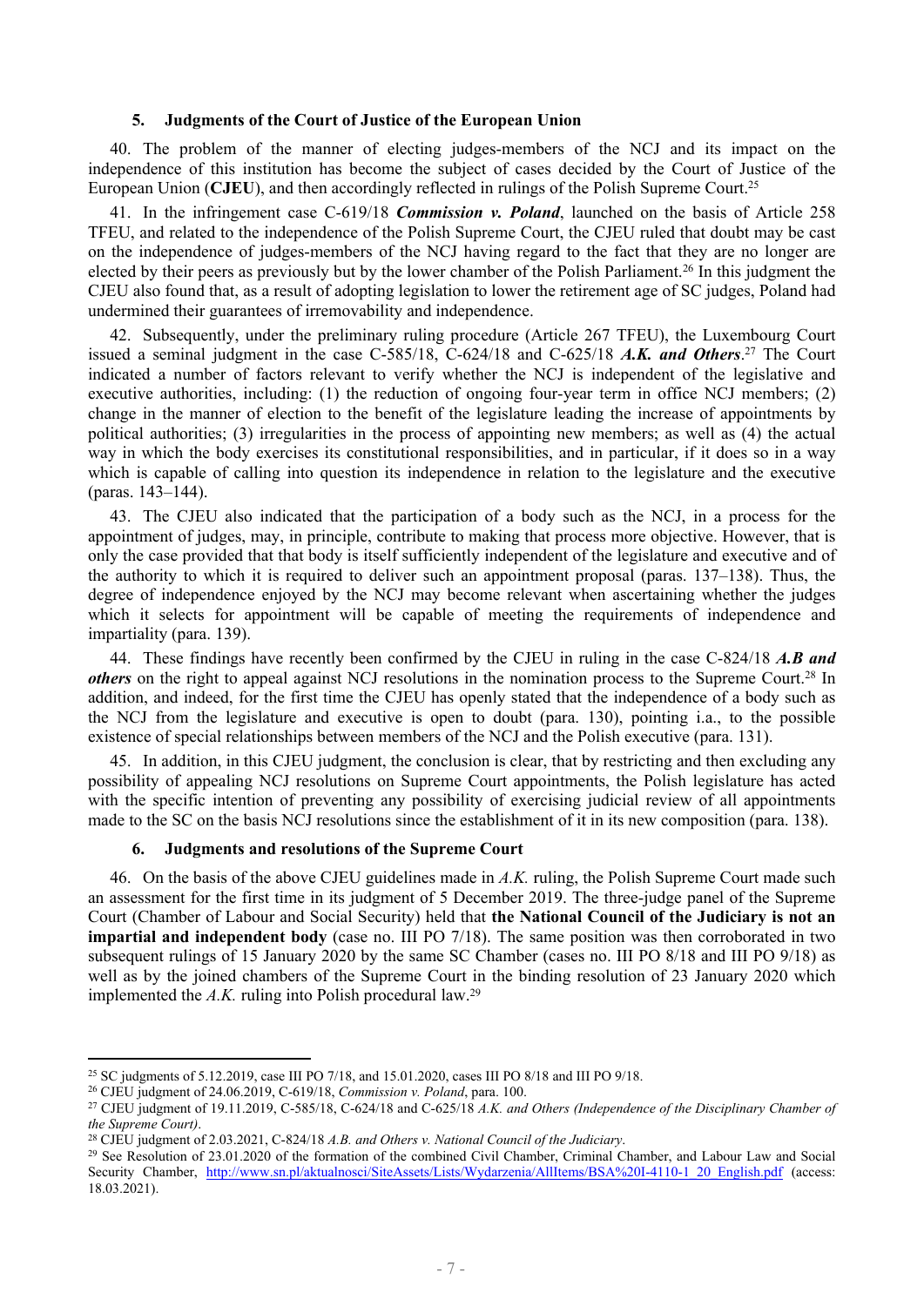### 5. Judgments of the Court of Justice of the European Union

40. The problem of the manner of electing judges-members of the NCJ and its impact on the independence of this institution has become the subject of cases decided by the Court of Justice of the European Union (**CJEU**), and then accordingly reflected in rulings of the Polish Supreme Court.[25]

41. In the infringement case C-619/18 ***Commission v. Poland***, launched on the basis of Article 258 TFEU, and related to the independence of the Polish Supreme Court, the CJEU ruled that doubt may be cast on the independence of judges-members of the NCJ having regard to the fact that they are no longer are elected by their peers as previously but by the lower chamber of the Polish Parliament.[26] In this judgment the CJEU also found that, as a result of adopting legislation to lower the retirement age of SC judges, Poland had undermined their guarantees of irremovability and independence.

42. Subsequently, under the preliminary ruling procedure (Article 267 TFEU), the Luxembourg Court issued a seminal judgment in the case C-585/18, C-624/18 and C-625/18 ***A.K. and Others***.[27] The Court indicated a number of factors relevant to verify whether the NCJ is independent of the legislative and executive authorities, including: (1) the reduction of ongoing four-year term in office NCJ members; (2) change in the manner of election to the benefit of the legislature leading the increase of appointments by political authorities; (3) irregularities in the process of appointing new members; as well as (4) the actual way in which the body exercises its constitutional responsibilities, and in particular, if it does so in a way which is capable of calling into question its independence in relation to the legislature and the executive (paras. 143–144).

43. The CJEU also indicated that the participation of a body such as the NCJ, in a process for the appointment of judges, may, in principle, contribute to making that process more objective. However, that is only the case provided that that body is itself sufficiently independent of the legislature and executive and of the authority to which it is required to deliver such an appointment proposal (paras. 137–138). Thus, the degree of independence enjoyed by the NCJ may become relevant when ascertaining whether the judges which it selects for appointment will be capable of meeting the requirements of independence and impartiality (para. 139).

44. These findings have recently been confirmed by the CJEU in ruling in the case C-824/18 ***A.B and others*** on the right to appeal against NCJ resolutions in the nomination process to the Supreme Court.[28] In addition, and indeed, for the first time the CJEU has openly stated that the independence of a body such as the NCJ from the legislature and executive is open to doubt (para. 130), pointing i.a., to the possible existence of special relationships between members of the NCJ and the Polish executive (para. 131).

45. In addition, in this CJEU judgment, the conclusion is clear, that by restricting and then excluding any possibility of appealing NCJ resolutions on Supreme Court appointments, the Polish legislature has acted with the specific intention of preventing any possibility of exercising judicial review of all appointments made to the SC on the basis NCJ resolutions since the establishment of it in its new composition (para. 138).

### 6. Judgments and resolutions of the Supreme Court

46. On the basis of the above CJEU guidelines made in *A.K.* ruling, the Polish Supreme Court made such an assessment for the first time in its judgment of 5 December 2019. The three-judge panel of the Supreme Court (Chamber of Labour and Social Security) held that **the National Council of the Judiciary is not an impartial and independent body** (case no. III PO 7/18). The same position was then corroborated in two subsequent rulings of 15 January 2020 by the same SC Chamber (cases no. III PO 8/18 and III PO 9/18) as well as by the joined chambers of the Supreme Court in the binding resolution of 23 January 2020 which implemented the *A.K.* ruling into Polish procedural law.[29]

---

[25] SC judgments of 5.12.2019, case III PO 7/18, and 15.01.2020, cases III PO 8/18 and III PO 9/18.

[26] CJEU judgment of 24.06.2019, C-619/18, *Commission v. Poland*, para. 100.

[27] CJEU judgment of 19.11.2019, C-585/18, C-624/18 and C-625/18 *A.K. and Others (Independence of the Disciplinary Chamber of the Supreme Court)*.

[28] CJEU judgment of 2.03.2021, C-824/18 *A.B. and Others v. National Council of the Judiciary*.

[29] See Resolution of 23.01.2020 of the formation of the combined Civil Chamber, Criminal Chamber, and Labour Law and Social Security Chamber, http://www.sn.pl/aktualnosci/SiteAssets/Lists/Wydarzenia/AllItems/BSA%20I-4110-1_20_English.pdf (access: 18.03.2021).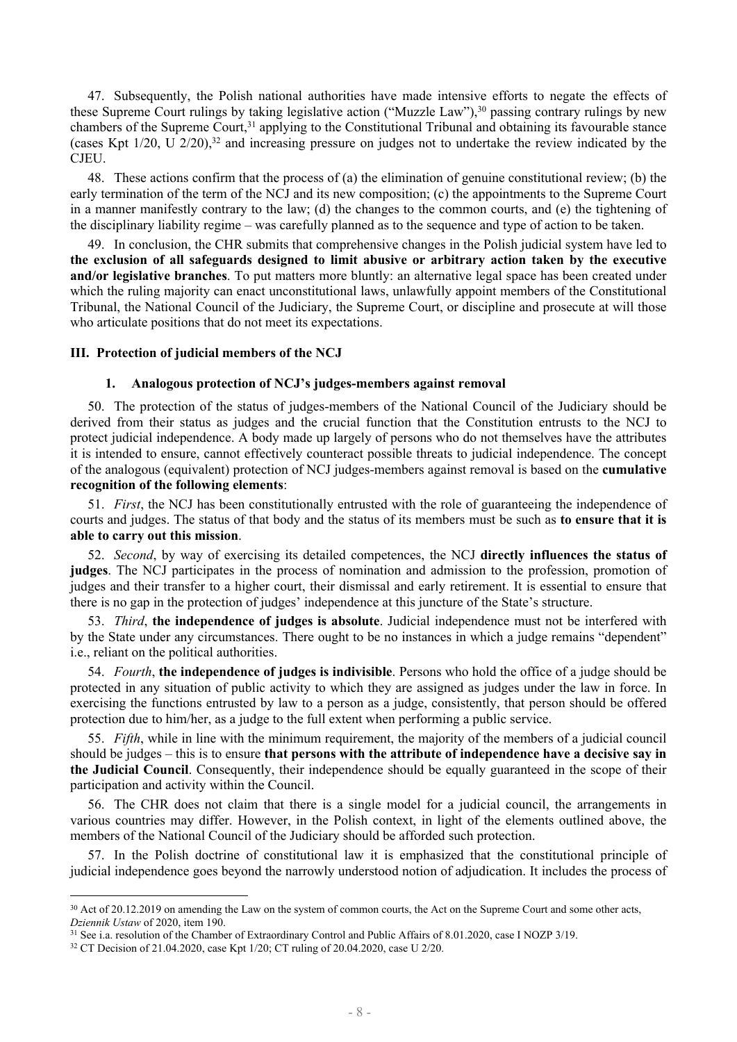47. Subsequently, the Polish national authorities have made intensive efforts to negate the effects of these Supreme Court rulings by taking legislative action ("Muzzle Law"),[30] passing contrary rulings by new chambers of the Supreme Court,[31] applying to the Constitutional Tribunal and obtaining its favourable stance (cases Kpt 1/20, U 2/20),[32] and increasing pressure on judges not to undertake the review indicated by the CJEU.

48. These actions confirm that the process of (a) the elimination of genuine constitutional review; (b) the early termination of the term of the NCJ and its new composition; (c) the appointments to the Supreme Court in a manner manifestly contrary to the law; (d) the changes to the common courts, and (e) the tightening of the disciplinary liability regime – was carefully planned as to the sequence and type of action to be taken.

49. In conclusion, the CHR submits that comprehensive changes in the Polish judicial system have led to **the exclusion of all safeguards designed to limit abusive or arbitrary action taken by the executive and/or legislative branches**. To put matters more bluntly: an alternative legal space has been created under which the ruling majority can enact unconstitutional laws, unlawfully appoint members of the Constitutional Tribunal, the National Council of the Judiciary, the Supreme Court, or discipline and prosecute at will those who articulate positions that do not meet its expectations.

## III. Protection of judicial members of the NCJ

### 1. Analogous protection of NCJ's judges-members against removal

50. The protection of the status of judges-members of the National Council of the Judiciary should be derived from their status as judges and the crucial function that the Constitution entrusts to the NCJ to protect judicial independence. A body made up largely of persons who do not themselves have the attributes it is intended to ensure, cannot effectively counteract possible threats to judicial independence. The concept of the analogous (equivalent) protection of NCJ judges-members against removal is based on the **cumulative recognition of the following elements**:

51. *First*, the NCJ has been constitutionally entrusted with the role of guaranteeing the independence of courts and judges. The status of that body and the status of its members must be such as **to ensure that it is able to carry out this mission**.

52. *Second*, by way of exercising its detailed competences, the NCJ **directly influences the status of judges**. The NCJ participates in the process of nomination and admission to the profession, promotion of judges and their transfer to a higher court, their dismissal and early retirement. It is essential to ensure that there is no gap in the protection of judges' independence at this juncture of the State's structure.

53. *Third*, **the independence of judges is absolute**. Judicial independence must not be interfered with by the State under any circumstances. There ought to be no instances in which a judge remains "dependent" i.e., reliant on the political authorities.

54. *Fourth*, **the independence of judges is indivisible**. Persons who hold the office of a judge should be protected in any situation of public activity to which they are assigned as judges under the law in force. In exercising the functions entrusted by law to a person as a judge, consistently, that person should be offered protection due to him/her, as a judge to the full extent when performing a public service.

55. *Fifth*, while in line with the minimum requirement, the majority of the members of a judicial council should be judges – this is to ensure **that persons with the attribute of independence have a decisive say in the Judicial Council**. Consequently, their independence should be equally guaranteed in the scope of their participation and activity within the Council.

56. The CHR does not claim that there is a single model for a judicial council, the arrangements in various countries may differ. However, in the Polish context, in light of the elements outlined above, the members of the National Council of the Judiciary should be afforded such protection.

57. In the Polish doctrine of constitutional law it is emphasized that the constitutional principle of judicial independence goes beyond the narrowly understood notion of adjudication. It includes the process of

---

[30] Act of 20.12.2019 on amending the Law on the system of common courts, the Act on the Supreme Court and some other acts, *Dziennik Ustaw* of 2020, item 190.

[31] See i.a. resolution of the Chamber of Extraordinary Control and Public Affairs of 8.01.2020, case I NOZP 3/19.

[32] CT Decision of 21.04.2020, case Kpt 1/20; CT ruling of 20.04.2020, case U 2/20.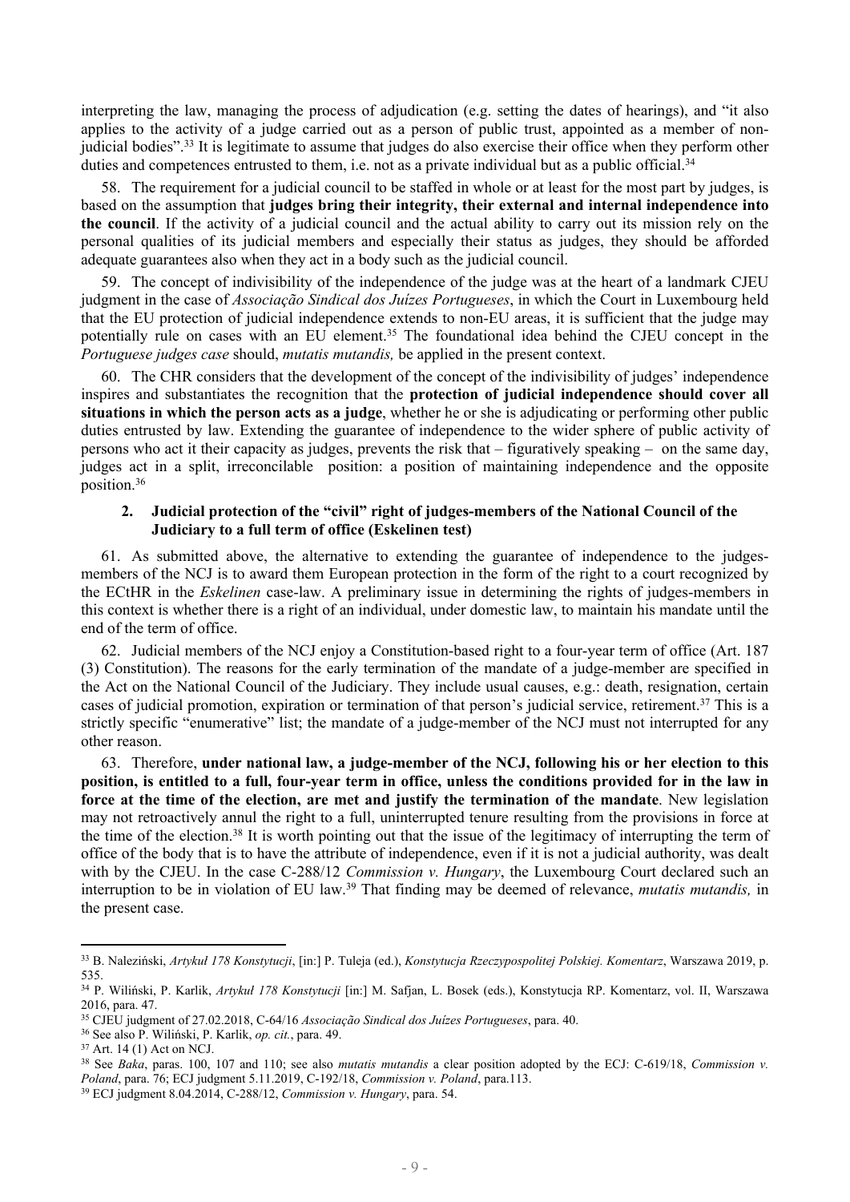interpreting the law, managing the process of adjudication (e.g. setting the dates of hearings), and "it also applies to the activity of a judge carried out as a person of public trust, appointed as a member of non-judicial bodies".[33] It is legitimate to assume that judges do also exercise their office when they perform other duties and competences entrusted to them, i.e. not as a private individual but as a public official.[34]

58. The requirement for a judicial council to be staffed in whole or at least for the most part by judges, is based on the assumption that **judges bring their integrity, their external and internal independence into the council**. If the activity of a judicial council and the actual ability to carry out its mission rely on the personal qualities of its judicial members and especially their status as judges, they should be afforded adequate guarantees also when they act in a body such as the judicial council.

59. The concept of indivisibility of the independence of the judge was at the heart of a landmark CJEU judgment in the case of *Associação Sindical dos Juízes Portugueses*, in which the Court in Luxembourg held that the EU protection of judicial independence extends to non-EU areas, it is sufficient that the judge may potentially rule on cases with an EU element.[35] The foundational idea behind the CJEU concept in the *Portuguese judges case* should, *mutatis mutandis,* be applied in the present context.

60. The CHR considers that the development of the concept of the indivisibility of judges' independence inspires and substantiates the recognition that the **protection of judicial independence should cover all situations in which the person acts as a judge**, whether he or she is adjudicating or performing other public duties entrusted by law. Extending the guarantee of independence to the wider sphere of public activity of persons who act it their capacity as judges, prevents the risk that – figuratively speaking – on the same day, judges act in a split, irreconcilable position: a position of maintaining independence and the opposite position.[36]

### 2. Judicial protection of the "civil" right of judges-members of the National Council of the Judiciary to a full term of office (Eskelinen test)

61. As submitted above, the alternative to extending the guarantee of independence to the judges-members of the NCJ is to award them European protection in the form of the right to a court recognized by the ECtHR in the *Eskelinen* case-law. A preliminary issue in determining the rights of judges-members in this context is whether there is a right of an individual, under domestic law, to maintain his mandate until the end of the term of office.

62. Judicial members of the NCJ enjoy a Constitution-based right to a four-year term of office (Art. 187 (3) Constitution). The reasons for the early termination of the mandate of a judge-member are specified in the Act on the National Council of the Judiciary. They include usual causes, e.g.: death, resignation, certain cases of judicial promotion, expiration or termination of that person's judicial service, retirement.[37] This is a strictly specific "enumerative" list; the mandate of a judge-member of the NCJ must not interrupted for any other reason.

63. Therefore, **under national law, a judge-member of the NCJ, following his or her election to this position, is entitled to a full, four-year term in office, unless the conditions provided for in the law in force at the time of the election, are met and justify the termination of the mandate**. New legislation may not retroactively annul the right to a full, uninterrupted tenure resulting from the provisions in force at the time of the election.[38] It is worth pointing out that the issue of the legitimacy of interrupting the term of office of the body that is to have the attribute of independence, even if it is not a judicial authority, was dealt with by the CJEU. In the case C-288/12 *Commission v. Hungary*, the Luxembourg Court declared such an interruption to be in violation of EU law.[39] That finding may be deemed of relevance, *mutatis mutandis,* in the present case.

---

[33] B. Naleziński, *Artykuł 178 Konstytucji*, [in:] P. Tuleja (ed.), *Konstytucja Rzeczypospolitej Polskiej. Komentarz*, Warszawa 2019, p. 535.

[34] P. Wiliński, P. Karlik, *Artykuł 178 Konstytucji* [in:] M. Safjan, L. Bosek (eds.), Konstytucja RP. Komentarz, vol. II, Warszawa 2016, para. 47.

[35] CJEU judgment of 27.02.2018, C-64/16 *Associação Sindical dos Juízes Portugueses*, para. 40.

[36] See also P. Wiliński, P. Karlik, *op. cit.*, para. 49.

[37] Art. 14 (1) Act on NCJ.

[38] See *Baka*, paras. 100, 107 and 110; see also *mutatis mutandis* a clear position adopted by the ECJ: C-619/18, *Commission v. Poland*, para. 76; ECJ judgment 5.11.2019, C-192/18, *Commission v. Poland*, para.113.

[39] ECJ judgment 8.04.2014, C-288/12, *Commission v. Hungary*, para. 54.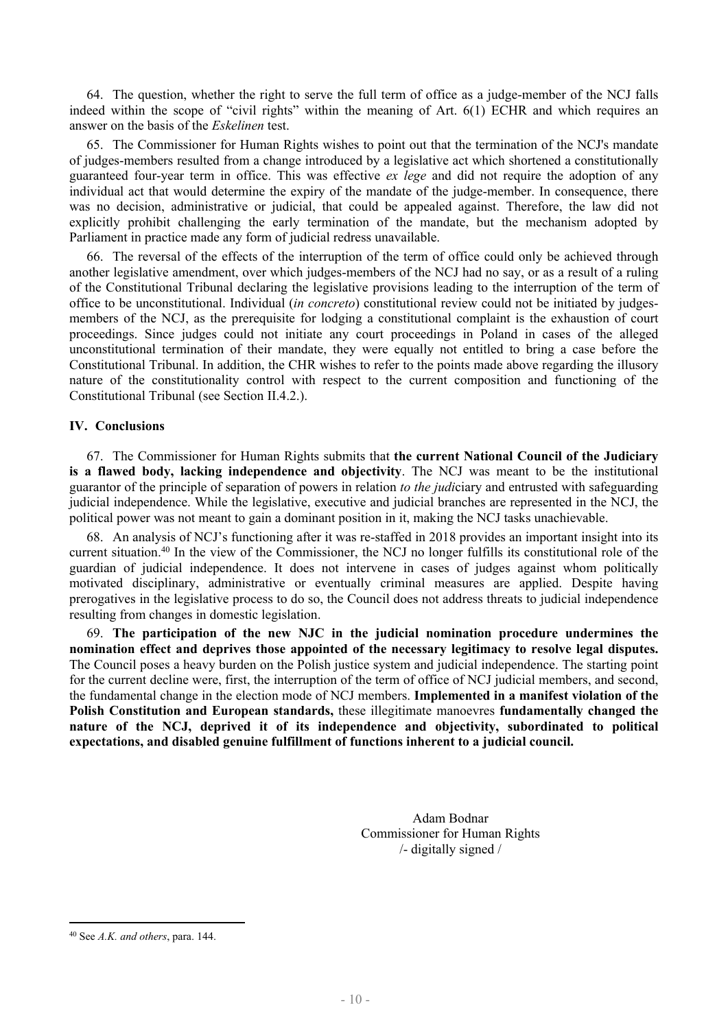64. The question, whether the right to serve the full term of office as a judge-member of the NCJ falls indeed within the scope of "civil rights" within the meaning of Art. 6(1) ECHR and which requires an answer on the basis of the *Eskelinen* test.

65. The Commissioner for Human Rights wishes to point out that the termination of the NCJ's mandate of judges-members resulted from a change introduced by a legislative act which shortened a constitutionally guaranteed four-year term in office. This was effective *ex lege* and did not require the adoption of any individual act that would determine the expiry of the mandate of the judge-member. In consequence, there was no decision, administrative or judicial, that could be appealed against. Therefore, the law did not explicitly prohibit challenging the early termination of the mandate, but the mechanism adopted by Parliament in practice made any form of judicial redress unavailable.

66. The reversal of the effects of the interruption of the term of office could only be achieved through another legislative amendment, over which judges-members of the NCJ had no say, or as a result of a ruling of the Constitutional Tribunal declaring the legislative provisions leading to the interruption of the term of office to be unconstitutional. Individual (*in concreto*) constitutional review could not be initiated by judges-members of the NCJ, as the prerequisite for lodging a constitutional complaint is the exhaustion of court proceedings. Since judges could not initiate any court proceedings in Poland in cases of the alleged unconstitutional termination of their mandate, they were equally not entitled to bring a case before the Constitutional Tribunal. In addition, the CHR wishes to refer to the points made above regarding the illusory nature of the constitutionality control with respect to the current composition and functioning of the Constitutional Tribunal (see Section II.4.2.).

## IV. Conclusions

67. The Commissioner for Human Rights submits that **the current National Council of the Judiciary is a flawed body, lacking independence and objectivity**. The NCJ was meant to be the institutional guarantor of the principle of separation of powers in relation *to the judi*ciary and entrusted with safeguarding judicial independence. While the legislative, executive and judicial branches are represented in the NCJ, the political power was not meant to gain a dominant position in it, making the NCJ tasks unachievable.

68. An analysis of NCJ's functioning after it was re-staffed in 2018 provides an important insight into its current situation.[40] In the view of the Commissioner, the NCJ no longer fulfills its constitutional role of the guardian of judicial independence. It does not intervene in cases of judges against whom politically motivated disciplinary, administrative or eventually criminal measures are applied. Despite having prerogatives in the legislative process to do so, the Council does not address threats to judicial independence resulting from changes in domestic legislation.

69. **The participation of the new NJC in the judicial nomination procedure undermines the nomination effect and deprives those appointed of the necessary legitimacy to resolve legal disputes.** The Council poses a heavy burden on the Polish justice system and judicial independence. The starting point for the current decline were, first, the interruption of the term of office of NCJ judicial members, and second, the fundamental change in the election mode of NCJ members. **Implemented in a manifest violation of the Polish Constitution and European standards,** these illegitimate manoevres **fundamentally changed the nature of the NCJ, deprived it of its independence and objectivity, subordinated to political expectations, and disabled genuine fulfillment of functions inherent to a judicial council.**

Adam Bodnar
Commissioner for Human Rights
/- digitally signed /

---

[40] See *A.K. and others*, para. 144.